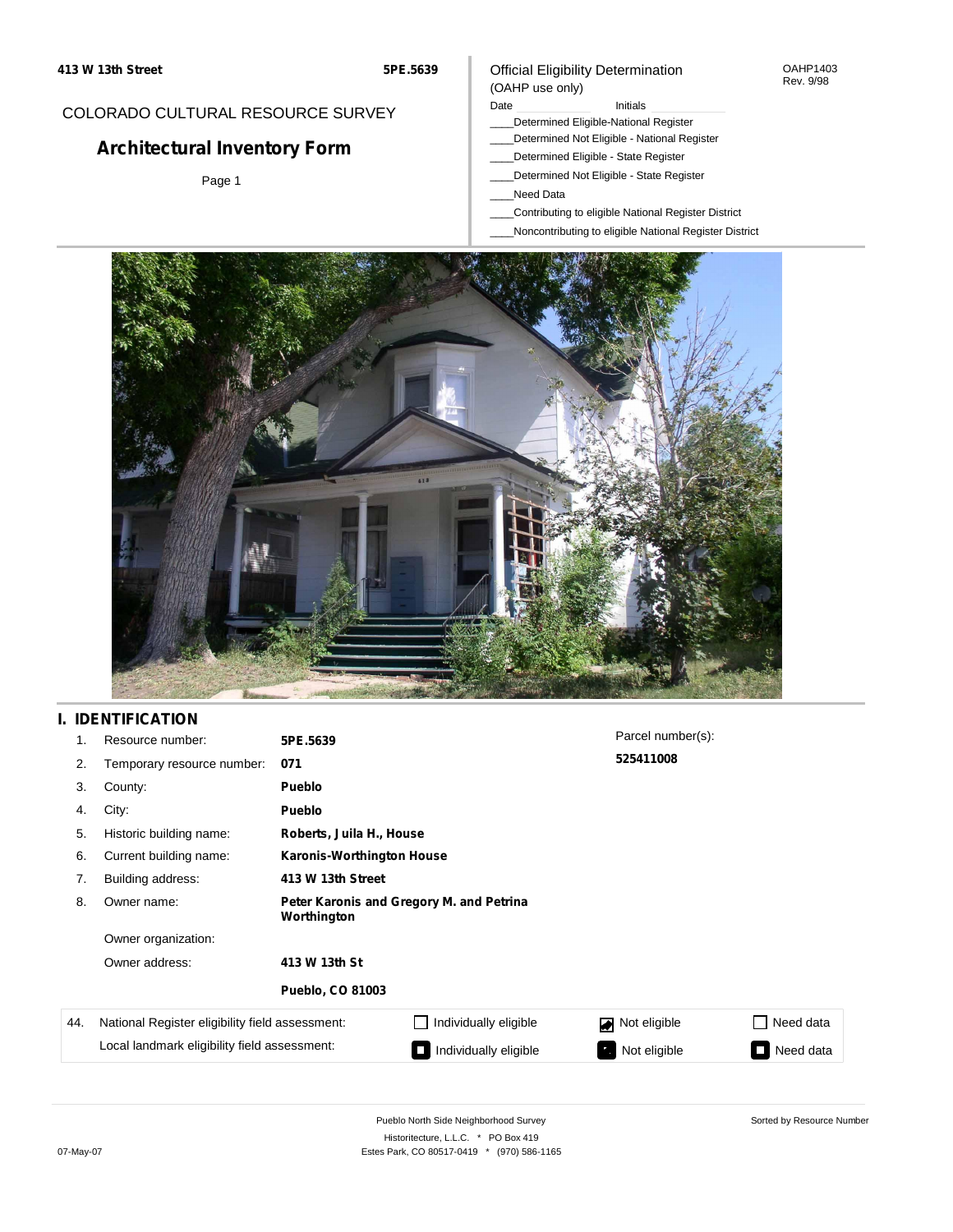413 W 13th Street | 5PE.5639

COLORADO CULTURAL RESOURCE SURVEY

# Architectural Inventory Form

Official Eligibility Determination
(OAHP use only)

OAHP1403
Rev. 9/98

Date ____________ Initials ____________

____Determined Eligible-National Register
____Determined Not Eligible - National Register
____Determined Eligible - State Register
____Determined Not Eligible - State Register
____Need Data
____Contributing to eligible National Register District
____Noncontributing to eligible National Register District

## I. IDENTIFICATION

| | | |
|---|---|---|
| 1. | Resource number: | **5PE.5639** |
| 2. | Temporary resource number: | **071** |
| 3. | County: | **Pueblo** |
| 4. | City: | **Pueblo** |
| 5. | Historic building name: | **Roberts, Juila H., House** |
| 6. | Current building name: | **Karonis-Worthington House** |
| 7. | Building address: | **413 W 13th Street** |
| 8. | Owner name: | **Peter Karonis and Gregory M. and Petrina Worthington** |
| | Owner organization: | |
| | Owner address: | **413 W 13th St** **Pueblo, CO 81003** |

Parcel number(s):
**525411008**

| 44. | | | | |
|---|---|---|---|---|
| National Register eligibility field assessment: | ☐ Individually eligible | ☑ Not eligible | ☐ Need data |
| Local landmark eligibility field assessment: | ■ Individually eligible | ■ Not eligible | ■ Need data |

Pueblo North Side Neighborhood Survey
Historitecture, L.L.C. * PO Box 419
Estes Park, CO 80517-0419 * (970) 586-1165

07-May-07

Sorted by Resource Number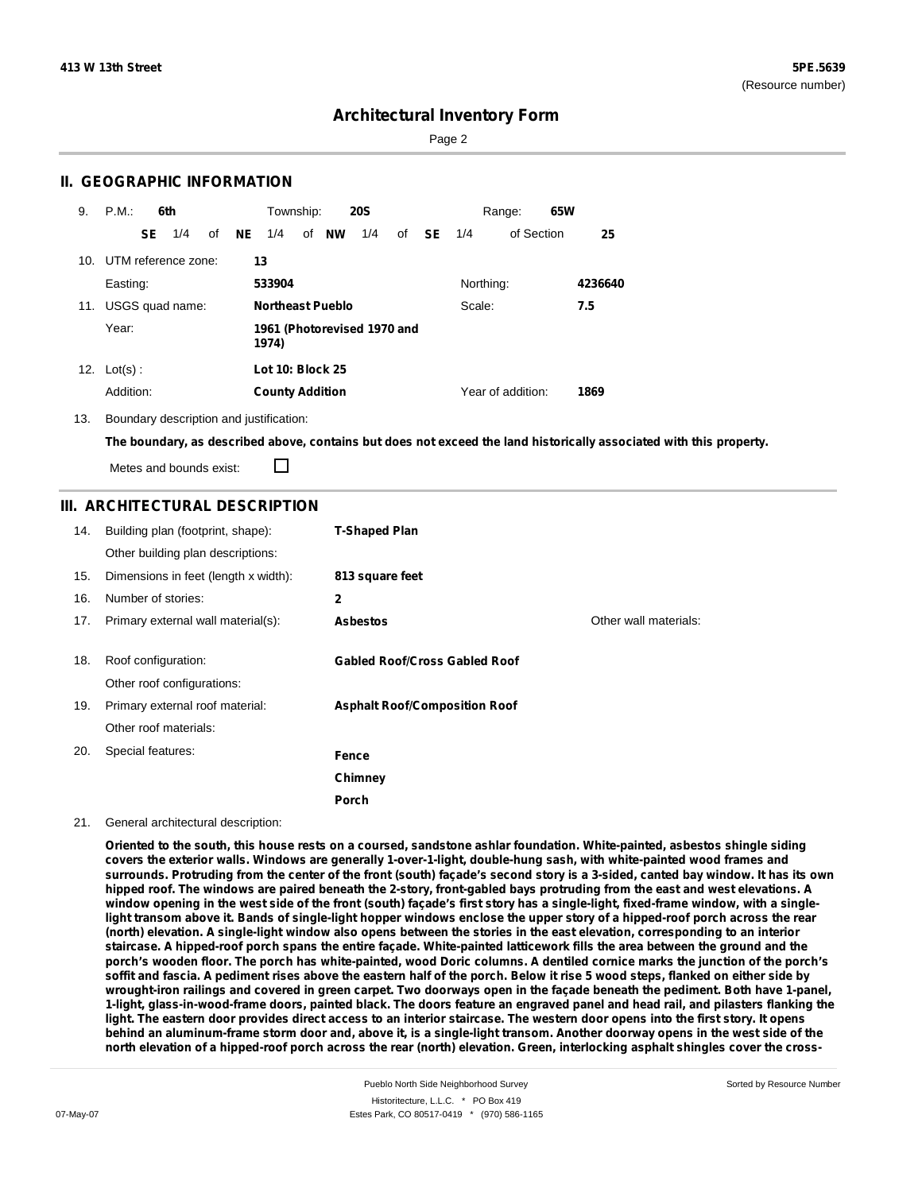## II. GEOGRAPHIC INFORMATION

9. P.M.: **6th** Township: **20S** Range: **65W**

**SE** 1/4 of **NE** 1/4 of **NW** 1/4 of **SE** 1/4 of Section **25**

10. UTM reference zone: **13**

Easting: **533904** Northing: **4236640**

11. USGS quad name: **Northeast Pueblo** Scale: **7.5**

Year: **1961 (Photorevised 1970 and 1974)**

12. Lot(s) : **Lot 10: Block 25**

Addition: **County Addition** Year of addition: **1869**

13. Boundary description and justification:

**The boundary, as described above, contains but does not exceed the land historically associated with this property.**

Metes and bounds exist: ☐

## III. ARCHITECTURAL DESCRIPTION

14. Building plan (footprint, shape): **T-Shaped Plan**

Other building plan descriptions:

15. Dimensions in feet (length x width): **813 square feet**

16. Number of stories: **2**

17. Primary external wall material(s): **Asbestos** Other wall materials:

18. Roof configuration: **Gabled Roof/Cross Gabled Roof**

Other roof configurations:

19. Primary external roof material: **Asphalt Roof/Composition Roof**

Other roof materials:

20. Special features: **Fence**

**Chimney**

**Porch**

21. General architectural description:

**Oriented to the south, this house rests on a coursed, sandstone ashlar foundation. White-painted, asbestos shingle siding covers the exterior walls. Windows are generally 1-over-1-light, double-hung sash, with white-painted wood frames and surrounds. Protruding from the center of the front (south) façade's second story is a 3-sided, canted bay window. It has its own hipped roof. The windows are paired beneath the 2-story, front-gabled bays protruding from the east and west elevations. A window opening in the west side of the front (south) façade's first story has a single-light, fixed-frame window, with a single-light transom above it. Bands of single-light hopper windows enclose the upper story of a hipped-roof porch across the rear (north) elevation. A single-light window also opens between the stories in the east elevation, corresponding to an interior staircase. A hipped-roof porch spans the entire façade. White-painted latticework fills the area between the ground and the porch's wooden floor. The porch has white-painted, wood Doric columns. A dentiled cornice marks the junction of the porch's soffit and fascia. A pediment rises above the eastern half of the porch. Below it rise 5 wood steps, flanked on either side by wrought-iron railings and covered in green carpet. Two doorways open in the façade beneath the pediment. Both have 1-panel, 1-light, glass-in-wood-frame doors, painted black. The doors feature an engraved panel and head rail, and pilasters flanking the light. The eastern door provides direct access to an interior staircase. The western door opens into the first story. It opens behind an aluminum-frame storm door and, above it, is a single-light transom. Another doorway opens in the west side of the north elevation of a hipped-roof porch across the rear (north) elevation. Green, interlocking asphalt shingles cover the cross-**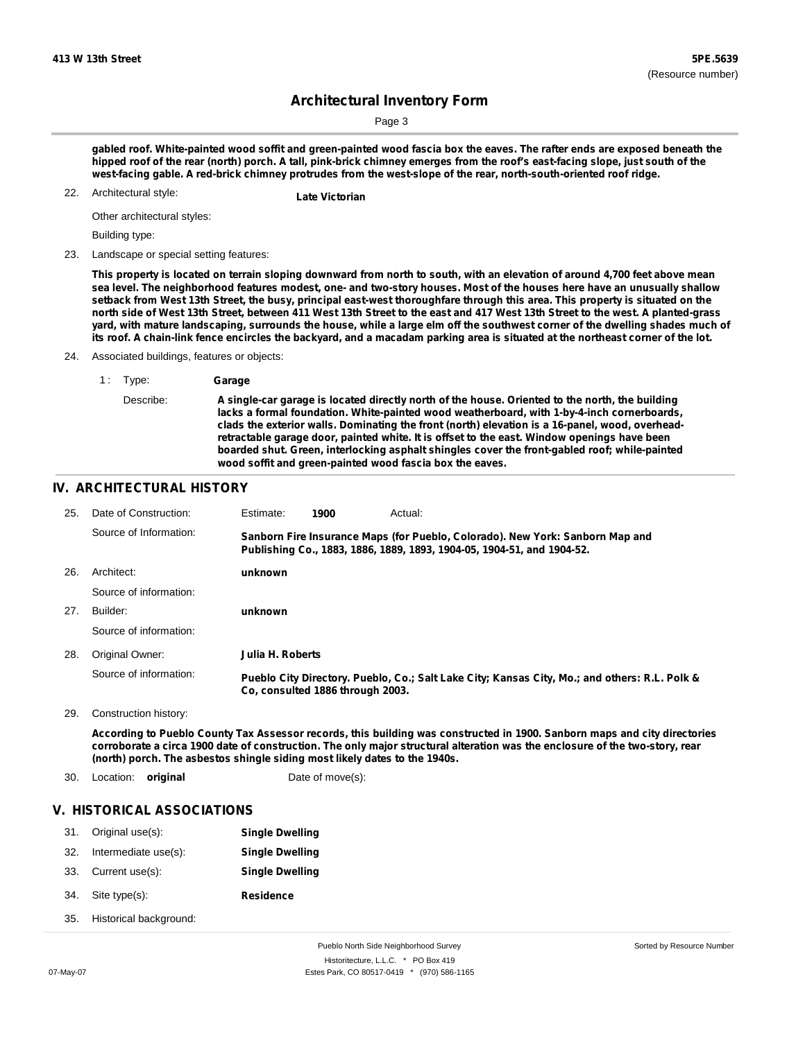**gabled roof. White-painted wood soffit and green-painted wood fascia box the eaves. The rafter ends are exposed beneath the hipped roof of the rear (north) porch. A tall, pink-brick chimney emerges from the roof's east-facing slope, just south of the west-facing gable. A red-brick chimney protrudes from the west-slope of the rear, north-south-oriented roof ridge.**

22. Architectural style: **Late Victorian**

    Other architectural styles:

    Building type:

23. Landscape or special setting features:

    **This property is located on terrain sloping downward from north to south, with an elevation of around 4,700 feet above mean sea level. The neighborhood features modest, one- and two-story houses. Most of the houses here have an unusually shallow setback from West 13th Street, the busy, principal east-west thoroughfare through this area. This property is situated on the north side of West 13th Street, between 411 West 13th Street to the east and 417 West 13th Street to the west. A planted-grass yard, with mature landscaping, surrounds the house, while a large elm off the southwest corner of the dwelling shades much of its roof. A chain-link fence encircles the backyard, and a macadam parking area is situated at the northeast corner of the lot.**

24. Associated buildings, features or objects:

    1 : Type: **Garage**

    Describe: **A single-car garage is located directly north of the house. Oriented to the north, the building lacks a formal foundation. White-painted wood weatherboard, with 1-by-4-inch cornerboards, clads the exterior walls. Dominating the front (north) elevation is a 16-panel, wood, overhead-retractable garage door, painted white. It is offset to the east. Window openings have been boarded shut. Green, interlocking asphalt shingles cover the front-gabled roof; while-painted wood soffit and green-painted wood fascia box the eaves.**

## IV. ARCHITECTURAL HISTORY

25. Date of Construction: Estimate: **1900** Actual:

    Source of Information: **Sanborn Fire Insurance Maps (for Pueblo, Colorado). New York: Sanborn Map and Publishing Co., 1883, 1886, 1889, 1893, 1904-05, 1904-51, and 1904-52.**

26. Architect: **unknown**

    Source of information:

27. Builder: **unknown**

    Source of information:

28. Original Owner: **Julia H. Roberts**

    Source of information: **Pueblo City Directory. Pueblo, Co.; Salt Lake City; Kansas City, Mo.; and others: R.L. Polk & Co, consulted 1886 through 2003.**

29. Construction history:

    **According to Pueblo County Tax Assessor records, this building was constructed in 1900. Sanborn maps and city directories corroborate a circa 1900 date of construction. The only major structural alteration was the enclosure of the two-story, rear (north) porch. The asbestos shingle siding most likely dates to the 1940s.**

30. Location: **original** Date of move(s):

## V. HISTORICAL ASSOCIATIONS

31. Original use(s): **Single Dwelling**
32. Intermediate use(s): **Single Dwelling**
33. Current use(s): **Single Dwelling**
34. Site type(s): **Residence**
35. Historical background: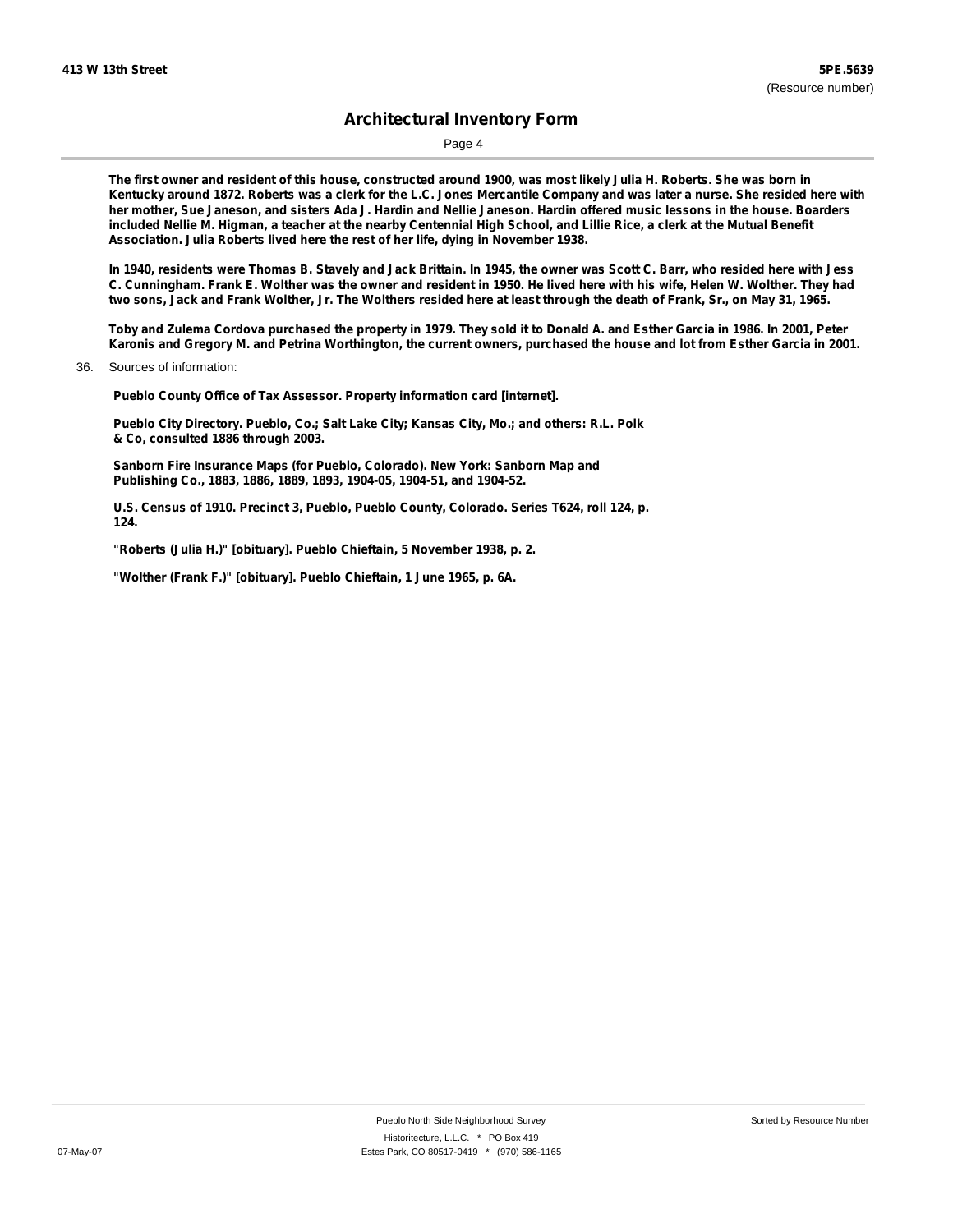The first owner and resident of this house, constructed around 1900, was most likely Julia H. Roberts. She was born in Kentucky around 1872. Roberts was a clerk for the L.C. Jones Mercantile Company and was later a nurse. She resided here with her mother, Sue Janeson, and sisters Ada J. Hardin and Nellie Janeson. Hardin offered music lessons in the house. Boarders included Nellie M. Higman, a teacher at the nearby Centennial High School, and Lillie Rice, a clerk at the Mutual Benefit Association. Julia Roberts lived here the rest of her life, dying in November 1938.

In 1940, residents were Thomas B. Stavely and Jack Brittain. In 1945, the owner was Scott C. Barr, who resided here with Jess C. Cunningham. Frank E. Wolther was the owner and resident in 1950. He lived here with his wife, Helen W. Wolther. They had two sons, Jack and Frank Wolther, Jr. The Wolthers resided here at least through the death of Frank, Sr., on May 31, 1965.

Toby and Zulema Cordova purchased the property in 1979. They sold it to Donald A. and Esther Garcia in 1986. In 2001, Peter Karonis and Gregory M. and Petrina Worthington, the current owners, purchased the house and lot from Esther Garcia in 2001.

36. Sources of information:

Pueblo County Office of Tax Assessor. Property information card [internet].

Pueblo City Directory. Pueblo, Co.; Salt Lake City; Kansas City, Mo.; and others: R.L. Polk & Co, consulted 1886 through 2003.

Sanborn Fire Insurance Maps (for Pueblo, Colorado). New York: Sanborn Map and Publishing Co., 1883, 1886, 1889, 1893, 1904-05, 1904-51, and 1904-52.

U.S. Census of 1910. Precinct 3, Pueblo, Pueblo County, Colorado. Series T624, roll 124, p. 124.

"Roberts (Julia H.)" [obituary]. Pueblo Chieftain, 5 November 1938, p. 2.

"Wolther (Frank F.)" [obituary]. Pueblo Chieftain, 1 June 1965, p. 6A.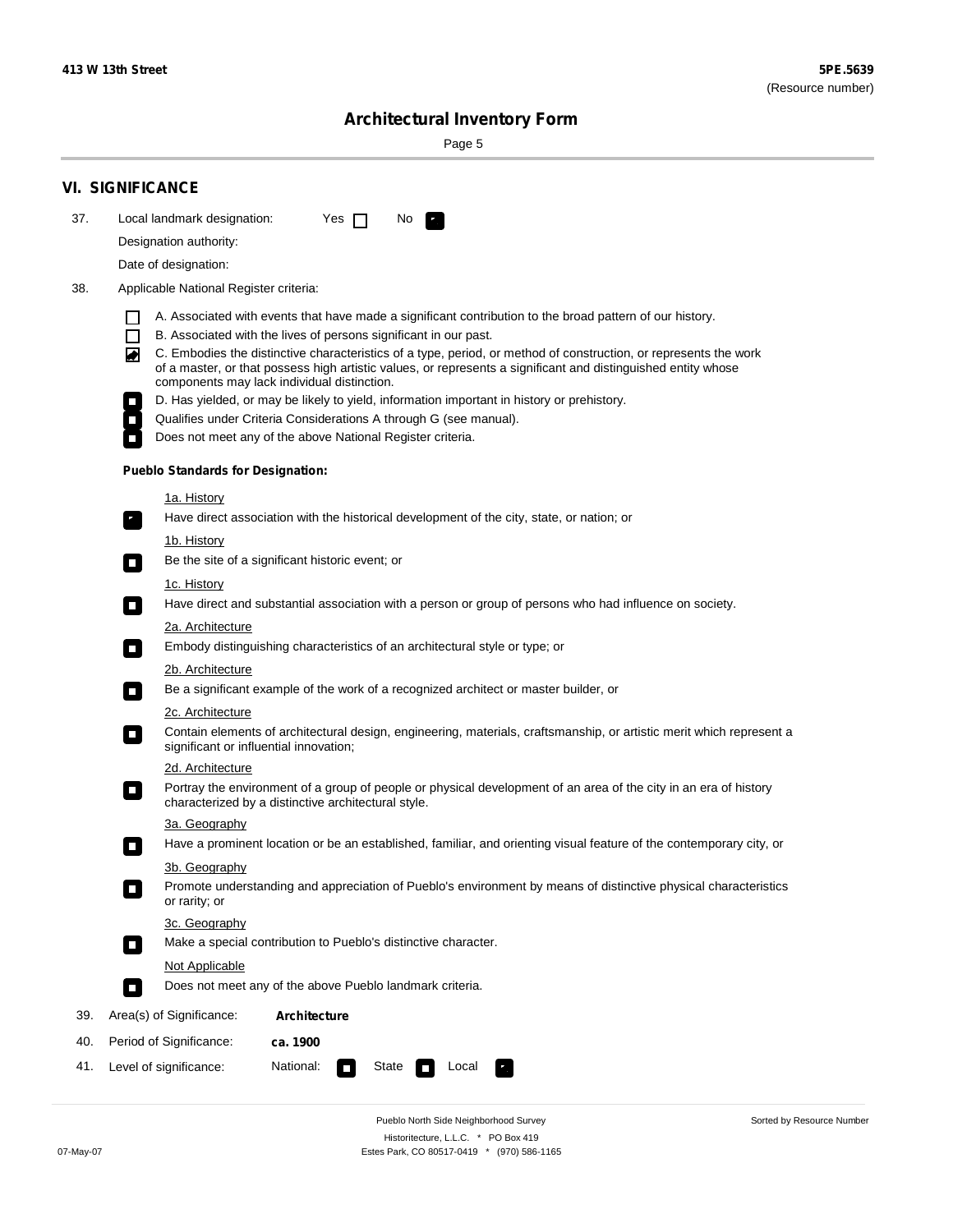# Architectural Inventory Form

## VI. SIGNIFICANCE

37. Local landmark designation: Yes ☐ No ☒

Designation authority:

Date of designation:

38. Applicable National Register criteria:

- ☐ A. Associated with events that have made a significant contribution to the broad pattern of our history.
- ☐ B. Associated with the lives of persons significant in our past.
- ☒ C. Embodies the distinctive characteristics of a type, period, or method of construction, or represents the work of a master, or that possess high artistic values, or represents a significant and distinguished entity whose components may lack individual distinction.
- ☐ D. Has yielded, or may be likely to yield, information important in history or prehistory.
- ☐ Qualifies under Criteria Considerations A through G (see manual).
- ☐ Does not meet any of the above National Register criteria.

**Pueblo Standards for Designation:**

1a. History
- ☒ Have direct association with the historical development of the city, state, or nation; or

1b. History
- ☐ Be the site of a significant historic event; or

1c. History
- ☐ Have direct and substantial association with a person or group of persons who had influence on society.

2a. Architecture
- ☐ Embody distinguishing characteristics of an architectural style or type; or

2b. Architecture
- ☐ Be a significant example of the work of a recognized architect or master builder, or

2c. Architecture
- ☐ Contain elements of architectural design, engineering, materials, craftsmanship, or artistic merit which represent a significant or influential innovation;

2d. Architecture
- ☐ Portray the environment of a group of people or physical development of an area of the city in an era of history characterized by a distinctive architectural style.

3a. Geography
- ☐ Have a prominent location or be an established, familiar, and orienting visual feature of the contemporary city, or

3b. Geography
- ☐ Promote understanding and appreciation of Pueblo's environment by means of distinctive physical characteristics or rarity; or

3c. Geography
- ☐ Make a special contribution to Pueblo's distinctive character.

Not Applicable
- ☐ Does not meet any of the above Pueblo landmark criteria.

39. Area(s) of Significance: **Architecture**

40. Period of Significance: **ca. 1900**

41. Level of significance: National: ☐ State ☐ Local ☒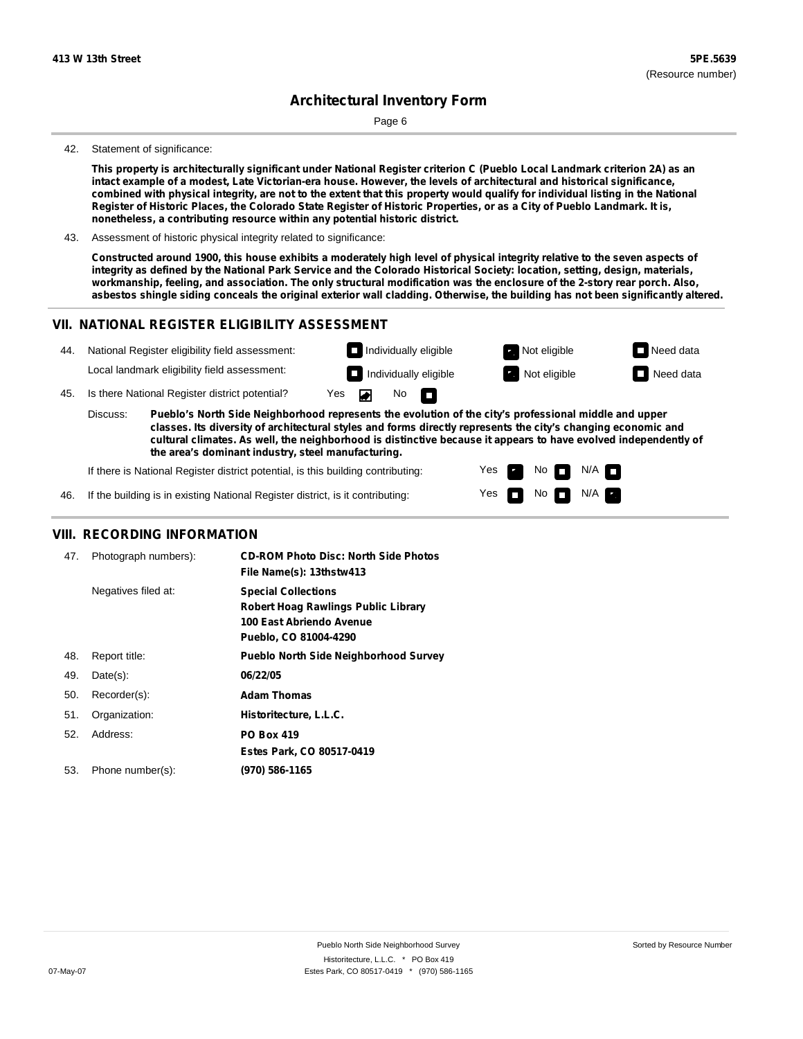**413 W 13th Street** **5PE.5639**
(Resource number)

# Architectural Inventory Form

42. Statement of significance:

**This property is architecturally significant under National Register criterion C (Pueblo Local Landmark criterion 2A) as an intact example of a modest, Late Victorian-era house. However, the levels of architectural and historical significance, combined with physical integrity, are not to the extent that this property would qualify for individual listing in the National Register of Historic Places, the Colorado State Register of Historic Properties, or as a City of Pueblo Landmark. It is, nonetheless, a contributing resource within any potential historic district.**

43. Assessment of historic physical integrity related to significance:

**Constructed around 1900, this house exhibits a moderately high level of physical integrity relative to the seven aspects of integrity as defined by the National Park Service and the Colorado Historical Society: location, setting, design, materials, workmanship, feeling, and association. The only structural modification was the enclosure of the 2-story rear porch. Also, asbestos shingle siding conceals the original exterior wall cladding. Otherwise, the building has not been significantly altered.**

## VII. NATIONAL REGISTER ELIGIBILITY ASSESSMENT

44. National Register eligibility field assessment: ☐ Individually eligible ☑ Not eligible ☐ Need data

Local landmark eligibility field assessment: ☐ Individually eligible ☑ Not eligible ☐ Need data

45. Is there National Register district potential? Yes ☑ No ☐

Discuss: **Pueblo's North Side Neighborhood represents the evolution of the city's professional middle and upper classes. Its diversity of architectural styles and forms directly represents the city's changing economic and cultural climates. As well, the neighborhood is distinctive because it appears to have evolved independently of the area's dominant industry, steel manufacturing.**

If there is National Register district potential, is this building contributing: Yes ☑ No ☐ N/A ☐

46. If the building is in existing National Register district, is it contributing: Yes ☐ No ☐ N/A ☑

## VIII. RECORDING INFORMATION

| | | |
|---|---|---|
| 47. | Photograph numbers): | **CD-ROM Photo Disc: North Side Photos**<br>**File Name(s): 13thstw413** |
| | Negatives filed at: | **Special Collections**<br>**Robert Hoag Rawlings Public Library**<br>**100 East Abriendo Avenue**<br>**Pueblo, CO 81004-4290** |
| 48. | Report title: | **Pueblo North Side Neighborhood Survey** |
| 49. | Date(s): | **06/22/05** |
| 50. | Recorder(s): | **Adam Thomas** |
| 51. | Organization: | **Historitecture, L.L.C.** |
| 52. | Address: | **PO Box 419**<br>**Estes Park, CO 80517-0419** |
| 53. | Phone number(s): | **(970) 586-1165** |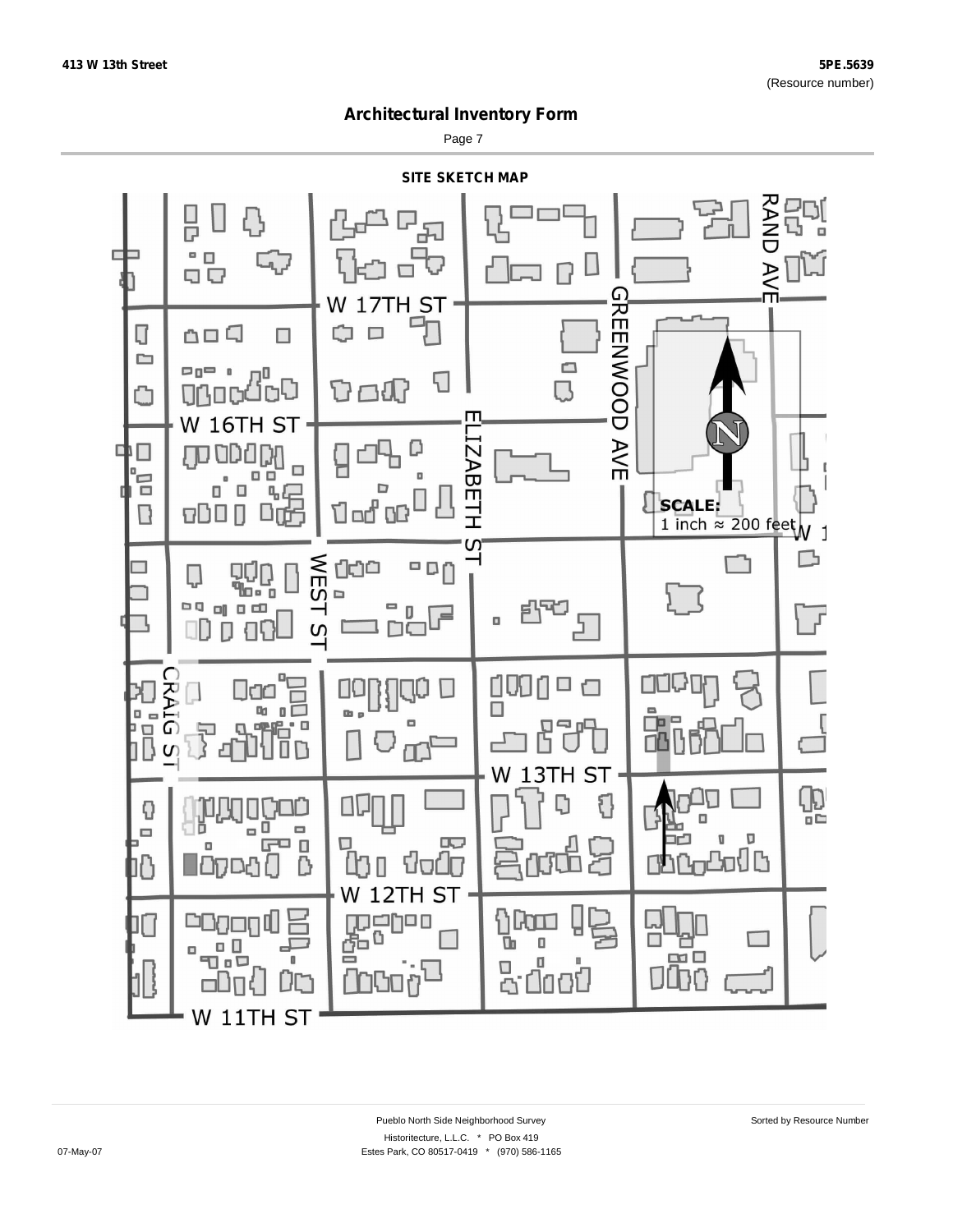# Architectural Inventory Form

## SITE SKETCH MAP

W 17TH ST

W 16TH ST

W 13TH ST

W 12TH ST

W 11TH ST

RAND AVE

GREENWOOD AVE

ELIZABETH ST

WEST ST

CRAIG ST

N

**SCALE:**
1 inch ≈ 200 feet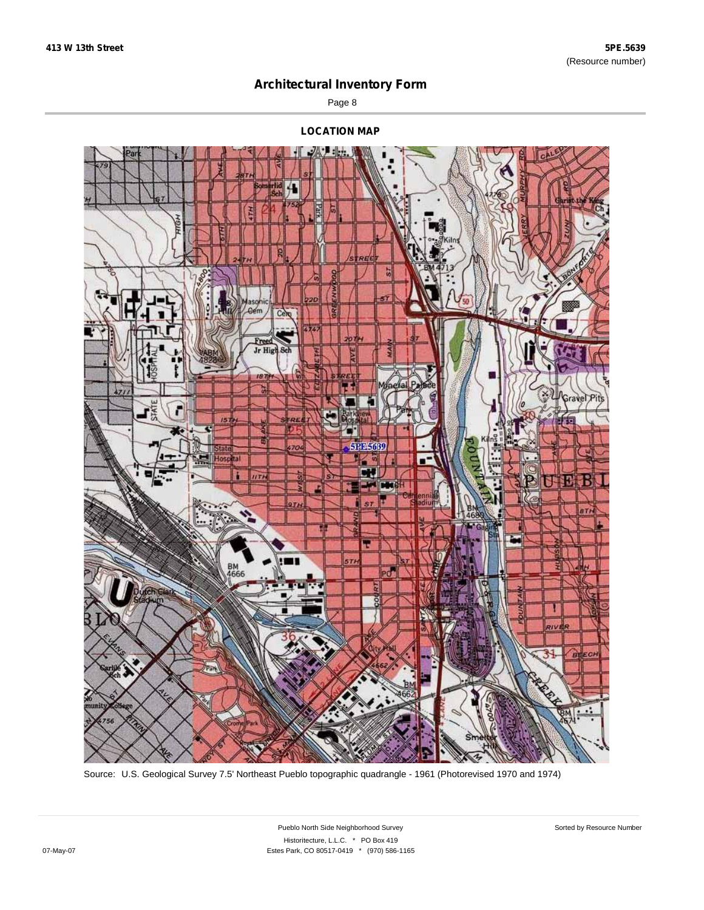# Architectural Inventory Form

## LOCATION MAP

Source: U.S. Geological Survey 7.5' Northeast Pueblo topographic quadrangle - 1961 (Photorevised 1970 and 1974)